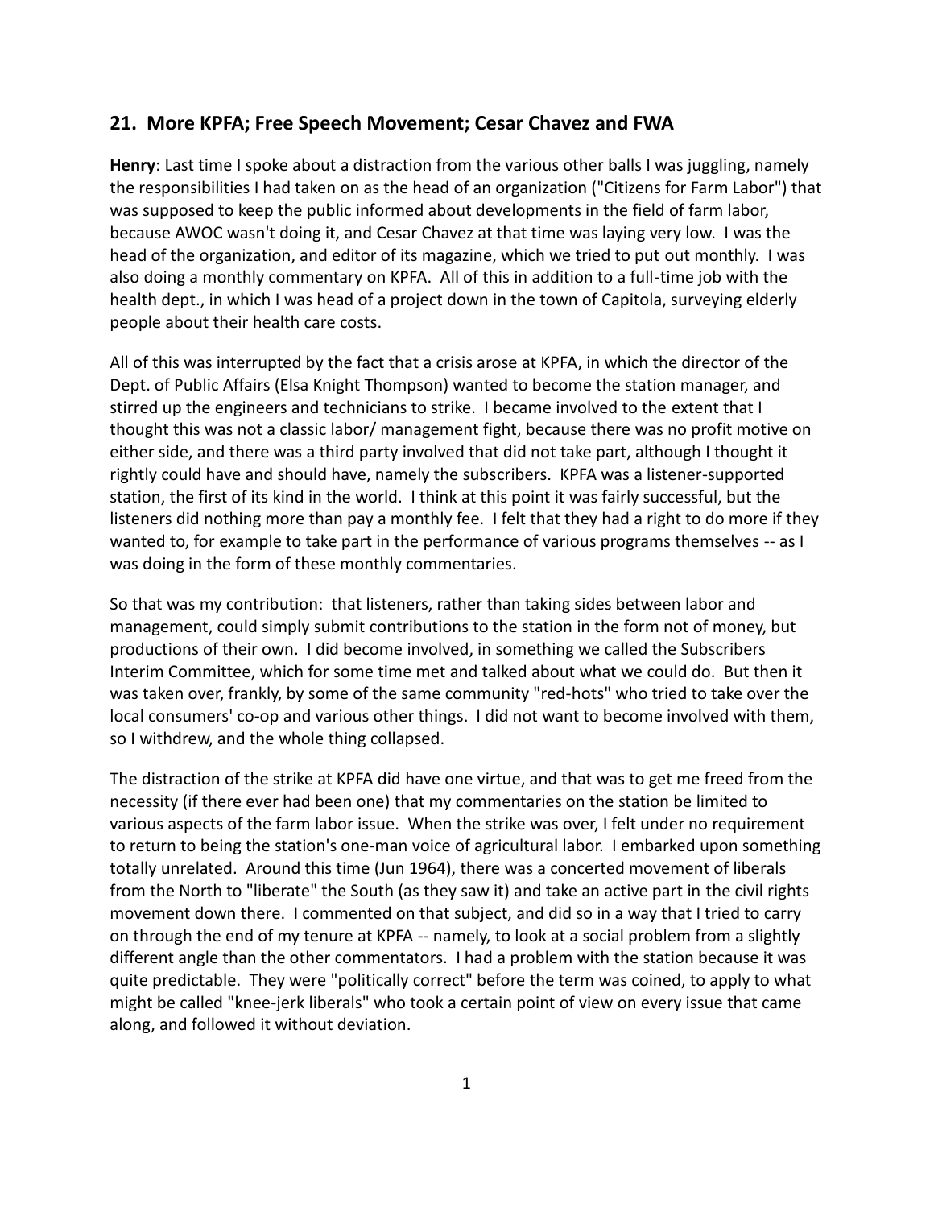## 21. More KPFA; Free Speech Movement; Cesar Chavez and FWA

**Henry**: Last time I spoke about a distraction from the various other balls I was juggling, namely the responsibilities I had taken on as the head of an organization ("Citizens for Farm Labor") that was supposed to keep the public informed about developments in the field of farm labor, because AWOC wasn't doing it, and Cesar Chavez at that time was laying very low. I was the head of the organization, and editor of its magazine, which we tried to put out monthly. I was also doing a monthly commentary on KPFA. All of this in addition to a full-time job with the health dept., in which I was head of a project down in the town of Capitola, surveying elderly people about their health care costs.

All of this was interrupted by the fact that a crisis arose at KPFA, in which the director of the Dept. of Public Affairs (Elsa Knight Thompson) wanted to become the station manager, and stirred up the engineers and technicians to strike. I became involved to the extent that I thought this was not a classic labor/ management fight, because there was no profit motive on either side, and there was a third party involved that did not take part, although I thought it rightly could have and should have, namely the subscribers. KPFA was a listener-supported station, the first of its kind in the world. I think at this point it was fairly successful, but the listeners did nothing more than pay a monthly fee. I felt that they had a right to do more if they wanted to, for example to take part in the performance of various programs themselves -- as I was doing in the form of these monthly commentaries.

So that was my contribution: that listeners, rather than taking sides between labor and management, could simply submit contributions to the station in the form not of money, but productions of their own. I did become involved, in something we called the Subscribers Interim Committee, which for some time met and talked about what we could do. But then it was taken over, frankly, by some of the same community "red-hots" who tried to take over the local consumers' co-op and various other things. I did not want to become involved with them, so I withdrew, and the whole thing collapsed.

The distraction of the strike at KPFA did have one virtue, and that was to get me freed from the necessity (if there ever had been one) that my commentaries on the station be limited to various aspects of the farm labor issue. When the strike was over, I felt under no requirement to return to being the station's one-man voice of agricultural labor. I embarked upon something totally unrelated. Around this time (Jun 1964), there was a concerted movement of liberals from the North to "liberate" the South (as they saw it) and take an active part in the civil rights movement down there. I commented on that subject, and did so in a way that I tried to carry on through the end of my tenure at KPFA -- namely, to look at a social problem from a slightly different angle than the other commentators. I had a problem with the station because it was quite predictable. They were "politically correct" before the term was coined, to apply to what might be called "knee-jerk liberals" who took a certain point of view on every issue that came along, and followed it without deviation.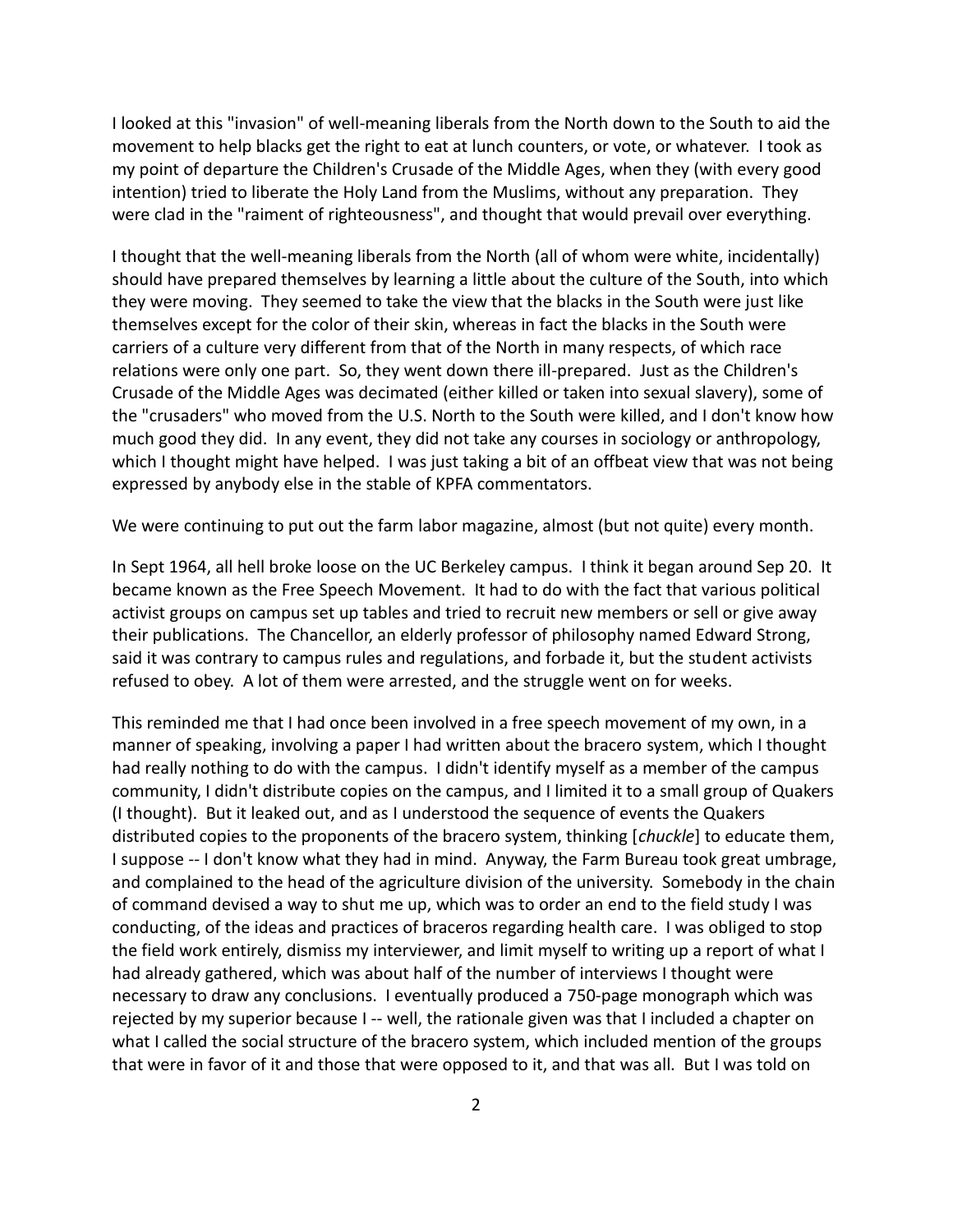I looked at this "invasion" of well-meaning liberals from the North down to the South to aid the movement to help blacks get the right to eat at lunch counters, or vote, or whatever. I took as my point of departure the Children's Crusade of the Middle Ages, when they (with every good intention) tried to liberate the Holy Land from the Muslims, without any preparation. They were clad in the "raiment of righteousness", and thought that would prevail over everything.

I thought that the well-meaning liberals from the North (all of whom were white, incidentally) should have prepared themselves by learning a little about the culture of the South, into which they were moving. They seemed to take the view that the blacks in the South were just like themselves except for the color of their skin, whereas in fact the blacks in the South were carriers of a culture very different from that of the North in many respects, of which race relations were only one part. So, they went down there ill-prepared. Just as the Children's Crusade of the Middle Ages was decimated (either killed or taken into sexual slavery), some of the "crusaders" who moved from the U.S. North to the South were killed, and I don't know how much good they did. In any event, they did not take any courses in sociology or anthropology, which I thought might have helped. I was just taking a bit of an offbeat view that was not being expressed by anybody else in the stable of KPFA commentators.

We were continuing to put out the farm labor magazine, almost (but not quite) every month.

In Sept 1964, all hell broke loose on the UC Berkeley campus. I think it began around Sep 20. It became known as the Free Speech Movement. It had to do with the fact that various political activist groups on campus set up tables and tried to recruit new members or sell or give away their publications. The Chancellor, an elderly professor of philosophy named Edward Strong, said it was contrary to campus rules and regulations, and forbade it, but the student activists refused to obey. A lot of them were arrested, and the struggle went on for weeks.

This reminded me that I had once been involved in a free speech movement of my own, in a manner of speaking, involving a paper I had written about the bracero system, which I thought had really nothing to do with the campus. I didn't identify myself as a member of the campus community, I didn't distribute copies on the campus, and I limited it to a small group of Quakers (I thought). But it leaked out, and as I understood the sequence of events the Quakers distributed copies to the proponents of the bracero system, thinking [*chuckle*] to educate them, I suppose -- I don't know what they had in mind. Anyway, the Farm Bureau took great umbrage, and complained to the head of the agriculture division of the university. Somebody in the chain of command devised a way to shut me up, which was to order an end to the field study I was conducting, of the ideas and practices of braceros regarding health care. I was obliged to stop the field work entirely, dismiss my interviewer, and limit myself to writing up a report of what I had already gathered, which was about half of the number of interviews I thought were necessary to draw any conclusions. I eventually produced a 750-page monograph which was rejected by my superior because I -- well, the rationale given was that I included a chapter on what I called the social structure of the bracero system, which included mention of the groups that were in favor of it and those that were opposed to it, and that was all. But I was told on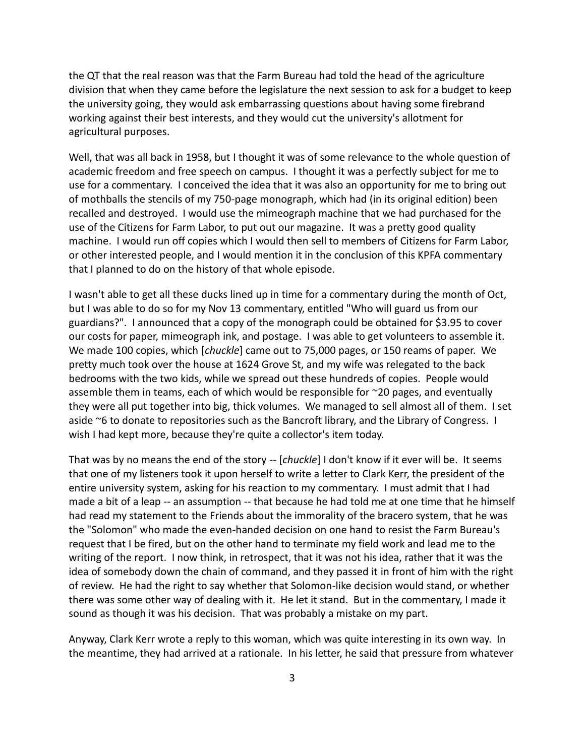the QT that the real reason was that the Farm Bureau had told the head of the agriculture division that when they came before the legislature the next session to ask for a budget to keep the university going, they would ask embarrassing questions about having some firebrand working against their best interests, and they would cut the university's allotment for agricultural purposes.

Well, that was all back in 1958, but I thought it was of some relevance to the whole question of academic freedom and free speech on campus. I thought it was a perfectly subject for me to use for a commentary. I conceived the idea that it was also an opportunity for me to bring out of mothballs the stencils of my 750-page monograph, which had (in its original edition) been recalled and destroyed. I would use the mimeograph machine that we had purchased for the use of the Citizens for Farm Labor, to put out our magazine. It was a pretty good quality machine. I would run off copies which I would then sell to members of Citizens for Farm Labor, or other interested people, and I would mention it in the conclusion of this KPFA commentary that I planned to do on the history of that whole episode.

I wasn't able to get all these ducks lined up in time for a commentary during the month of Oct, but I was able to do so for my Nov 13 commentary, entitled "Who will guard us from our guardians?". I announced that a copy of the monograph could be obtained for $3.95 to cover our costs for paper, mimeograph ink, and postage. I was able to get volunteers to assemble it. We made 100 copies, which [*chuckle*] came out to 75,000 pages, or 150 reams of paper. We pretty much took over the house at 1624 Grove St, and my wife was relegated to the back bedrooms with the two kids, while we spread out these hundreds of copies. People would assemble them in teams, each of which would be responsible for ~20 pages, and eventually they were all put together into big, thick volumes. We managed to sell almost all of them. I set aside ~6 to donate to repositories such as the Bancroft library, and the Library of Congress. I wish I had kept more, because they're quite a collector's item today.

That was by no means the end of the story -- [*chuckle*] I don't know if it ever will be. It seems that one of my listeners took it upon herself to write a letter to Clark Kerr, the president of the entire university system, asking for his reaction to my commentary. I must admit that I had made a bit of a leap -- an assumption -- that because he had told me at one time that he himself had read my statement to the Friends about the immorality of the bracero system, that he was the "Solomon" who made the even-handed decision on one hand to resist the Farm Bureau's request that I be fired, but on the other hand to terminate my field work and lead me to the writing of the report. I now think, in retrospect, that it was not his idea, rather that it was the idea of somebody down the chain of command, and they passed it in front of him with the right of review. He had the right to say whether that Solomon-like decision would stand, or whether there was some other way of dealing with it. He let it stand. But in the commentary, I made it sound as though it was his decision. That was probably a mistake on my part.

Anyway, Clark Kerr wrote a reply to this woman, which was quite interesting in its own way. In the meantime, they had arrived at a rationale. In his letter, he said that pressure from whatever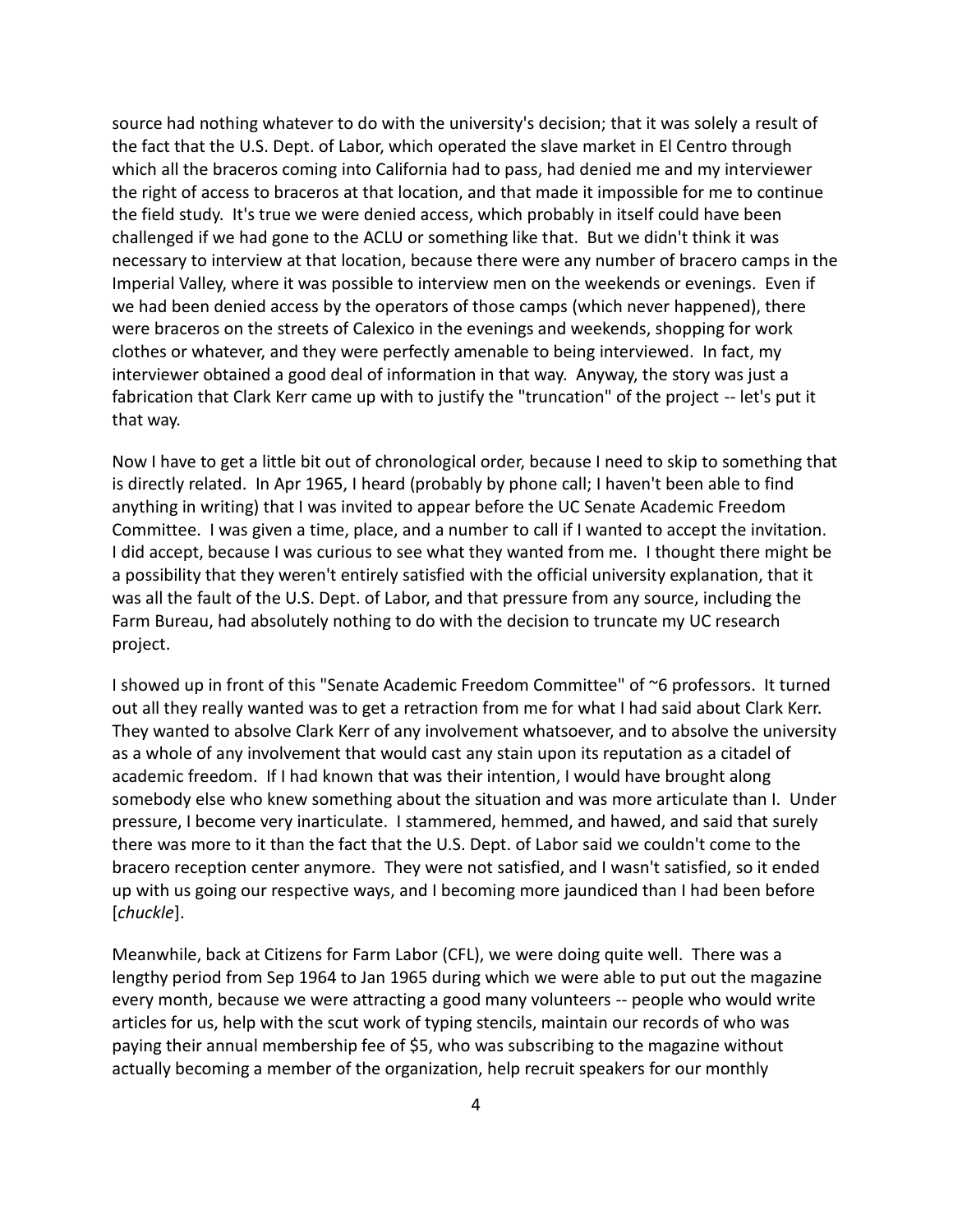source had nothing whatever to do with the university's decision; that it was solely a result of the fact that the U.S. Dept. of Labor, which operated the slave market in El Centro through which all the braceros coming into California had to pass, had denied me and my interviewer the right of access to braceros at that location, and that made it impossible for me to continue the field study. It's true we were denied access, which probably in itself could have been challenged if we had gone to the ACLU or something like that. But we didn't think it was necessary to interview at that location, because there were any number of bracero camps in the Imperial Valley, where it was possible to interview men on the weekends or evenings. Even if we had been denied access by the operators of those camps (which never happened), there were braceros on the streets of Calexico in the evenings and weekends, shopping for work clothes or whatever, and they were perfectly amenable to being interviewed. In fact, my interviewer obtained a good deal of information in that way. Anyway, the story was just a fabrication that Clark Kerr came up with to justify the "truncation" of the project -- let's put it that way.

Now I have to get a little bit out of chronological order, because I need to skip to something that is directly related. In Apr 1965, I heard (probably by phone call; I haven't been able to find anything in writing) that I was invited to appear before the UC Senate Academic Freedom Committee. I was given a time, place, and a number to call if I wanted to accept the invitation. I did accept, because I was curious to see what they wanted from me. I thought there might be a possibility that they weren't entirely satisfied with the official university explanation, that it was all the fault of the U.S. Dept. of Labor, and that pressure from any source, including the Farm Bureau, had absolutely nothing to do with the decision to truncate my UC research project.

I showed up in front of this "Senate Academic Freedom Committee" of ~6 professors. It turned out all they really wanted was to get a retraction from me for what I had said about Clark Kerr. They wanted to absolve Clark Kerr of any involvement whatsoever, and to absolve the university as a whole of any involvement that would cast any stain upon its reputation as a citadel of academic freedom. If I had known that was their intention, I would have brought along somebody else who knew something about the situation and was more articulate than I. Under pressure, I become very inarticulate. I stammered, hemmed, and hawed, and said that surely there was more to it than the fact that the U.S. Dept. of Labor said we couldn't come to the bracero reception center anymore. They were not satisfied, and I wasn't satisfied, so it ended up with us going our respective ways, and I becoming more jaundiced than I had been before [*chuckle*].

Meanwhile, back at Citizens for Farm Labor (CFL), we were doing quite well. There was a lengthy period from Sep 1964 to Jan 1965 during which we were able to put out the magazine every month, because we were attracting a good many volunteers -- people who would write articles for us, help with the scut work of typing stencils, maintain our records of who was paying their annual membership fee of $5, who was subscribing to the magazine without actually becoming a member of the organization, help recruit speakers for our monthly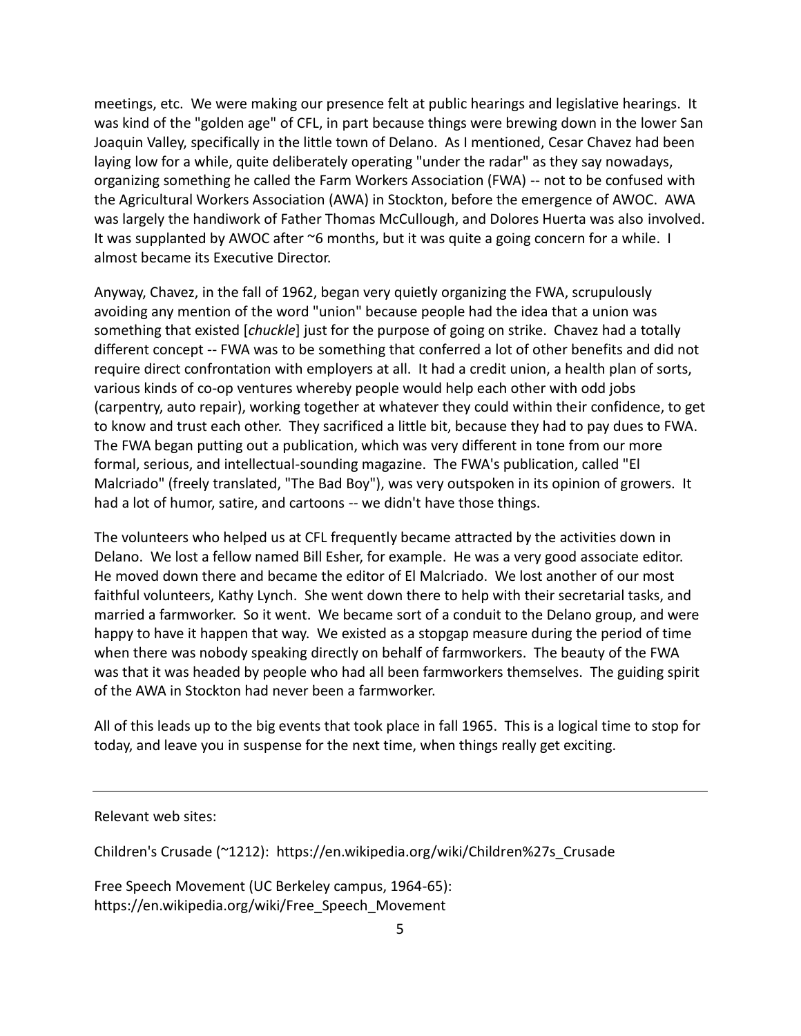meetings, etc. We were making our presence felt at public hearings and legislative hearings. It was kind of the "golden age" of CFL, in part because things were brewing down in the lower San Joaquin Valley, specifically in the little town of Delano. As I mentioned, Cesar Chavez had been laying low for a while, quite deliberately operating "under the radar" as they say nowadays, organizing something he called the Farm Workers Association (FWA) -- not to be confused with the Agricultural Workers Association (AWA) in Stockton, before the emergence of AWOC. AWA was largely the handiwork of Father Thomas McCullough, and Dolores Huerta was also involved. It was supplanted by AWOC after ~6 months, but it was quite a going concern for a while. I almost became its Executive Director.

Anyway, Chavez, in the fall of 1962, began very quietly organizing the FWA, scrupulously avoiding any mention of the word "union" because people had the idea that a union was something that existed [*chuckle*] just for the purpose of going on strike. Chavez had a totally different concept -- FWA was to be something that conferred a lot of other benefits and did not require direct confrontation with employers at all. It had a credit union, a health plan of sorts, various kinds of co-op ventures whereby people would help each other with odd jobs (carpentry, auto repair), working together at whatever they could within their confidence, to get to know and trust each other. They sacrificed a little bit, because they had to pay dues to FWA. The FWA began putting out a publication, which was very different in tone from our more formal, serious, and intellectual-sounding magazine. The FWA's publication, called "El Malcriado" (freely translated, "The Bad Boy"), was very outspoken in its opinion of growers. It had a lot of humor, satire, and cartoons -- we didn't have those things.

The volunteers who helped us at CFL frequently became attracted by the activities down in Delano. We lost a fellow named Bill Esher, for example. He was a very good associate editor. He moved down there and became the editor of El Malcriado. We lost another of our most faithful volunteers, Kathy Lynch. She went down there to help with their secretarial tasks, and married a farmworker. So it went. We became sort of a conduit to the Delano group, and were happy to have it happen that way. We existed as a stopgap measure during the period of time when there was nobody speaking directly on behalf of farmworkers. The beauty of the FWA was that it was headed by people who had all been farmworkers themselves. The guiding spirit of the AWA in Stockton had never been a farmworker.

All of this leads up to the big events that took place in fall 1965. This is a logical time to stop for today, and leave you in suspense for the next time, when things really get exciting.

---

Relevant web sites:

Children's Crusade (~1212): https://en.wikipedia.org/wiki/Children%27s_Crusade

Free Speech Movement (UC Berkeley campus, 1964-65): https://en.wikipedia.org/wiki/Free_Speech_Movement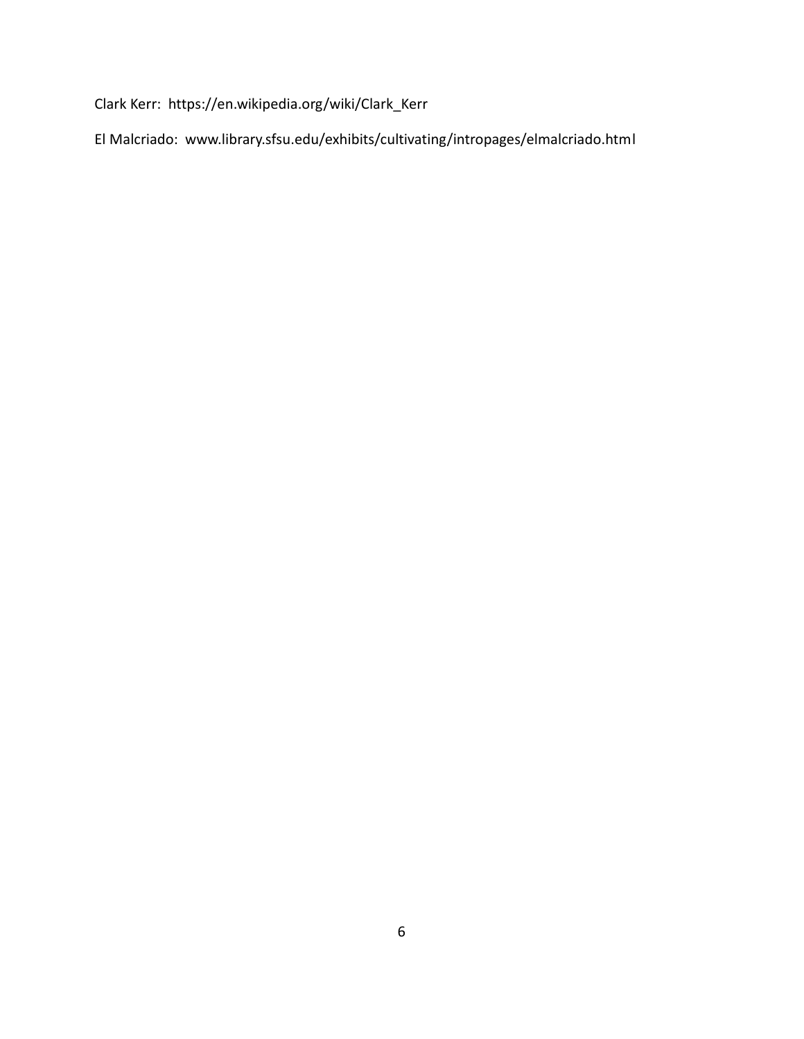Clark Kerr: https://en.wikipedia.org/wiki/Clark_Kerr

El Malcriado: www.library.sfsu.edu/exhibits/cultivating/intropages/elmalcriado.html